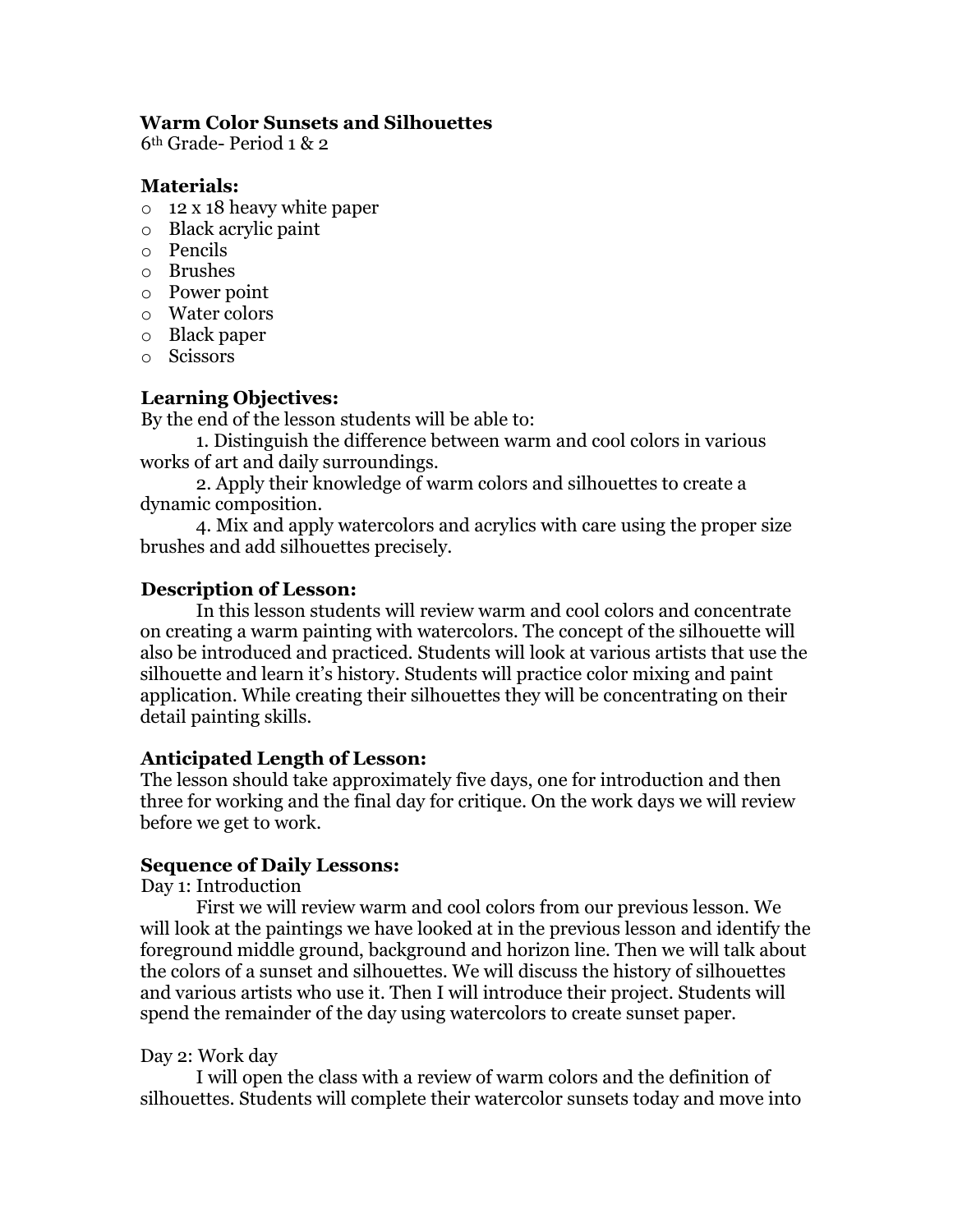**Warm Color Sunsets and Silhouettes**
6th Grade- Period 1 & 2

**Materials:**

- 12 x 18 heavy white paper
- Black acrylic paint
- Pencils
- Brushes
- Power point
- Water colors
- Black paper
- Scissors

**Learning Objectives:**

By the end of the lesson students will be able to:

1. Distinguish the difference between warm and cool colors in various works of art and daily surroundings.

2. Apply their knowledge of warm colors and silhouettes to create a dynamic composition.

4. Mix and apply watercolors and acrylics with care using the proper size brushes and add silhouettes precisely.

**Description of Lesson:**

In this lesson students will review warm and cool colors and concentrate on creating a warm painting with watercolors. The concept of the silhouette will also be introduced and practiced. Students will look at various artists that use the silhouette and learn it's history. Students will practice color mixing and paint application. While creating their silhouettes they will be concentrating on their detail painting skills.

**Anticipated Length of Lesson:**

The lesson should take approximately five days, one for introduction and then three for working and the final day for critique. On the work days we will review before we get to work.

**Sequence of Daily Lessons:**

Day 1: Introduction

First we will review warm and cool colors from our previous lesson. We will look at the paintings we have looked at in the previous lesson and identify the foreground middle ground, background and horizon line. Then we will talk about the colors of a sunset and silhouettes. We will discuss the history of silhouettes and various artists who use it. Then I will introduce their project. Students will spend the remainder of the day using watercolors to create sunset paper.

Day 2: Work day

I will open the class with a review of warm colors and the definition of silhouettes. Students will complete their watercolor sunsets today and move into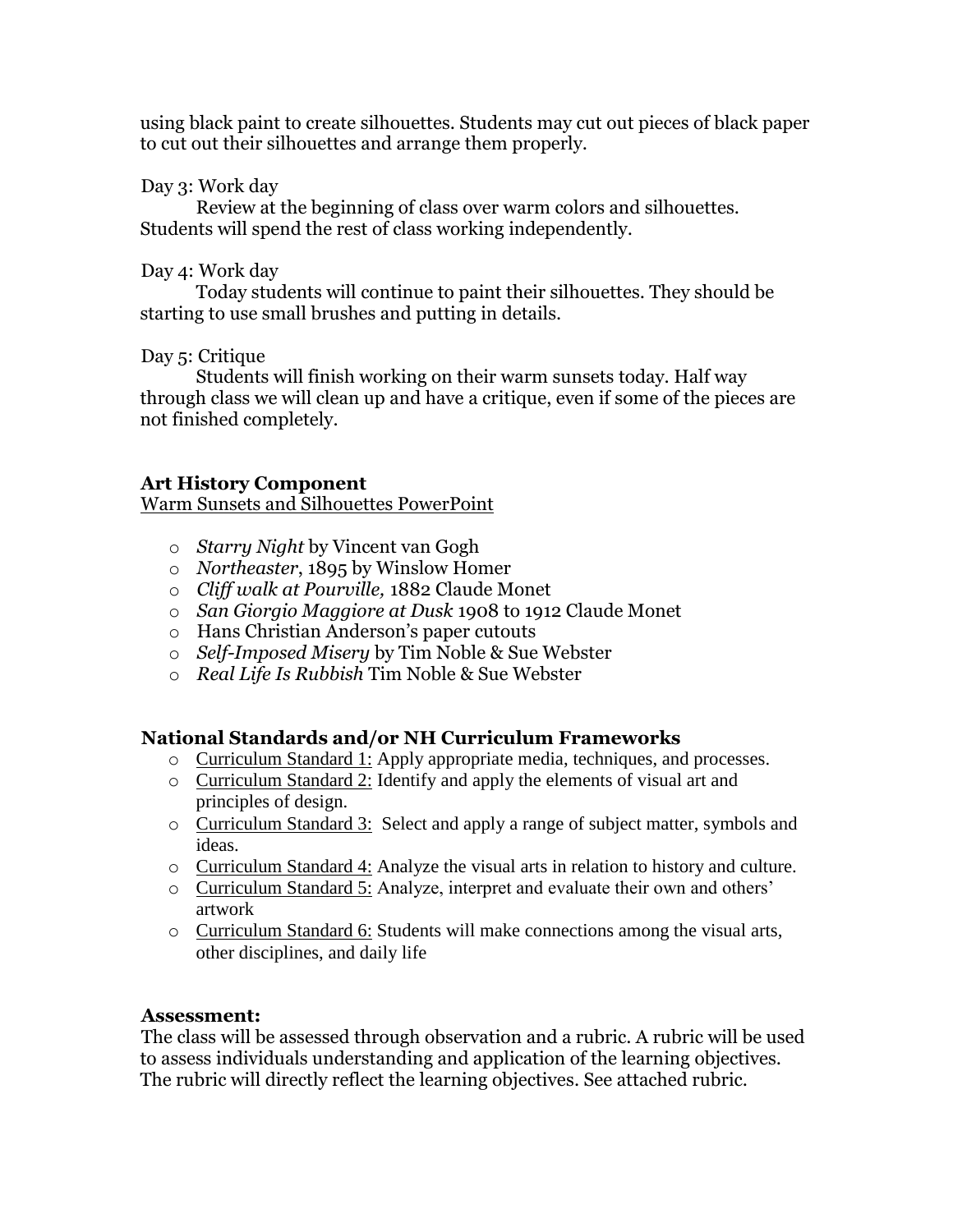using black paint to create silhouettes. Students may cut out pieces of black paper to cut out their silhouettes and arrange them properly.

Day 3: Work day

Review at the beginning of class over warm colors and silhouettes. Students will spend the rest of class working independently.

Day 4: Work day

Today students will continue to paint their silhouettes. They should be starting to use small brushes and putting in details.

Day 5: Critique

Students will finish working on their warm sunsets today. Half way through class we will clean up and have a critique, even if some of the pieces are not finished completely.

**Art History Component**

Warm Sunsets and Silhouettes PowerPoint

- *Starry Night* by Vincent van Gogh
- *Northeaster*, 1895 by Winslow Homer
- *Cliff walk at Pourville,* 1882 Claude Monet
- *San Giorgio Maggiore at Dusk* 1908 to 1912 Claude Monet
- Hans Christian Anderson's paper cutouts
- *Self-Imposed Misery* by Tim Noble & Sue Webster
- *Real Life Is Rubbish* Tim Noble & Sue Webster

**National Standards and/or NH Curriculum Frameworks**

- Curriculum Standard 1: Apply appropriate media, techniques, and processes.
- Curriculum Standard 2: Identify and apply the elements of visual art and principles of design.
- Curriculum Standard 3: Select and apply a range of subject matter, symbols and ideas.
- Curriculum Standard 4: Analyze the visual arts in relation to history and culture.
- Curriculum Standard 5: Analyze, interpret and evaluate their own and others' artwork
- Curriculum Standard 6: Students will make connections among the visual arts, other disciplines, and daily life

**Assessment:**

The class will be assessed through observation and a rubric. A rubric will be used to assess individuals understanding and application of the learning objectives. The rubric will directly reflect the learning objectives. See attached rubric.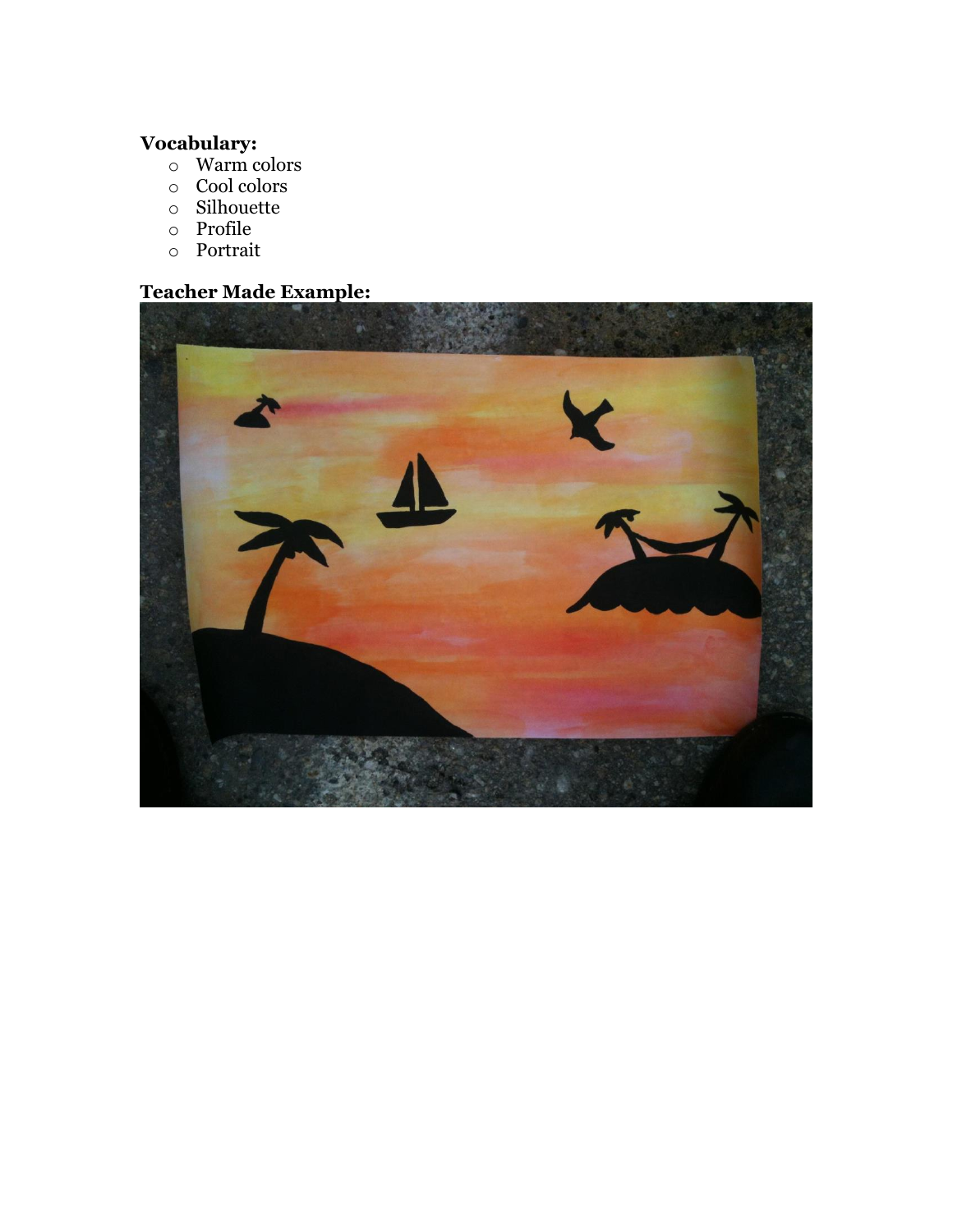**Vocabulary:**

- Warm colors
- Cool colors
- Silhouette
- Profile
- Portrait

**Teacher Made Example:**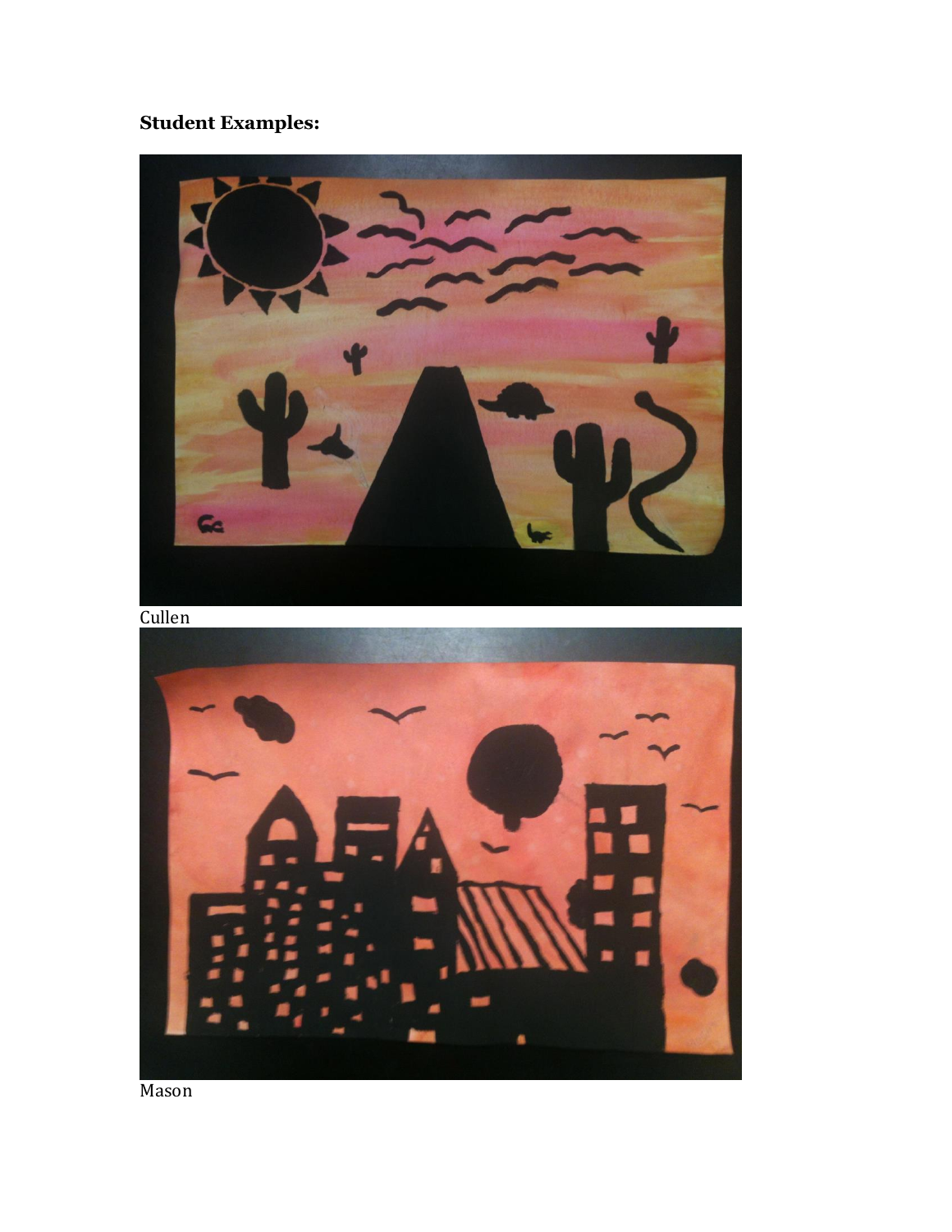**Student Examples:**

Cullen

Mason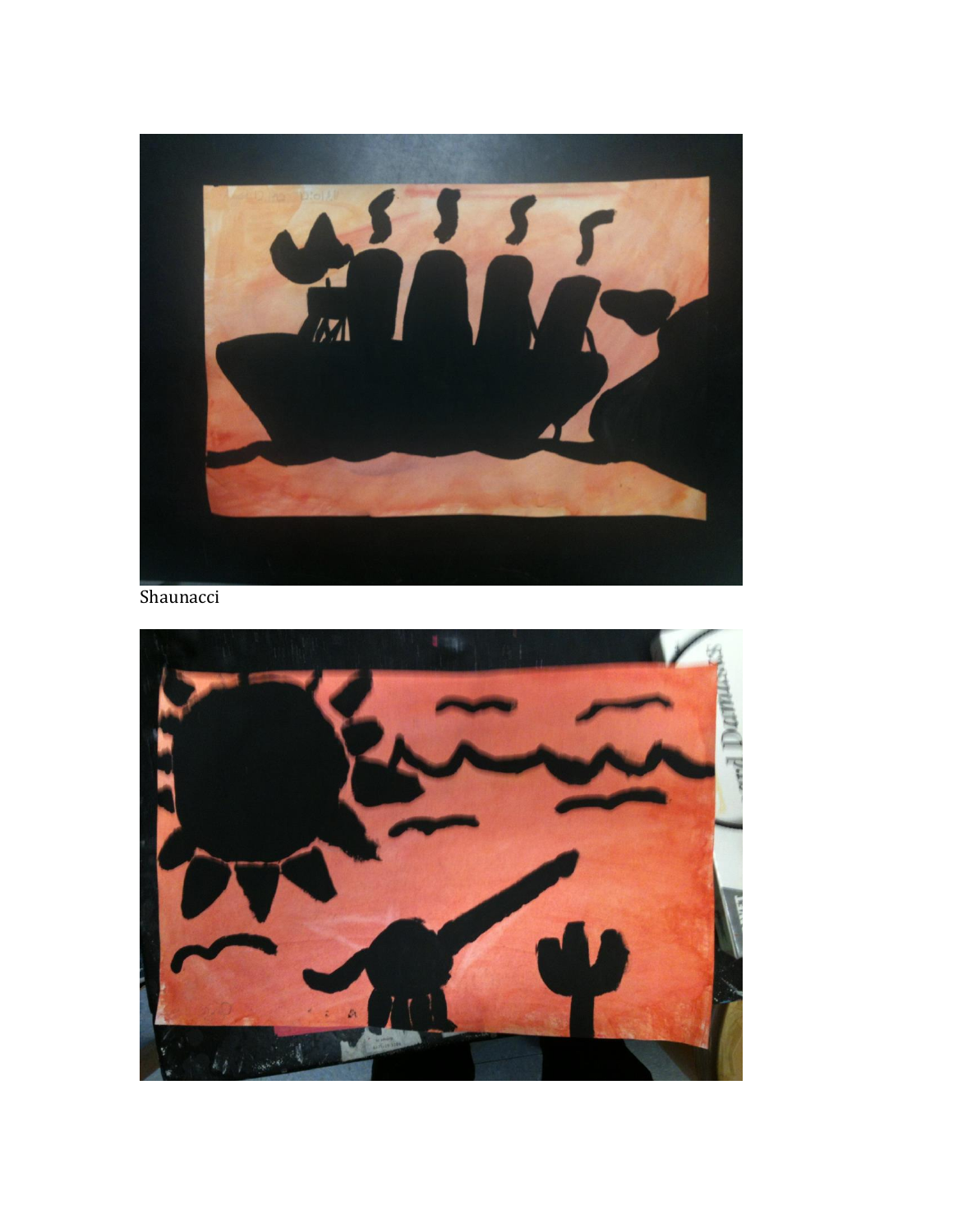Shaunacci